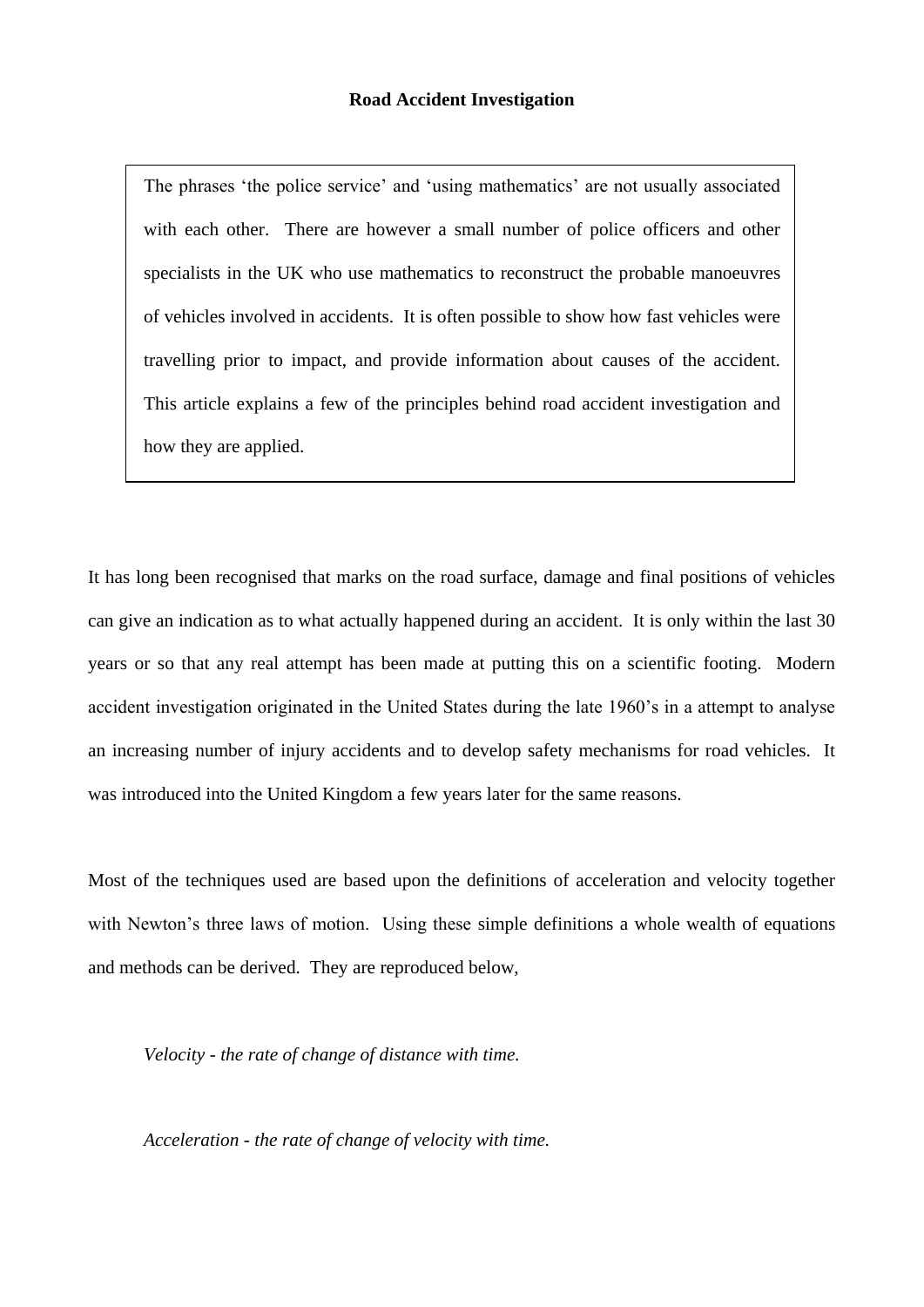# Road Accident Investigation

> The phrases 'the police service' and 'using mathematics' are not usually associated with each other. There are however a small number of police officers and other specialists in the UK who use mathematics to reconstruct the probable manoeuvres of vehicles involved in accidents. It is often possible to show how fast vehicles were travelling prior to impact, and provide information about causes of the accident. This article explains a few of the principles behind road accident investigation and how they are applied.

It has long been recognised that marks on the road surface, damage and final positions of vehicles can give an indication as to what actually happened during an accident. It is only within the last 30 years or so that any real attempt has been made at putting this on a scientific footing. Modern accident investigation originated in the United States during the late 1960's in a attempt to analyse an increasing number of injury accidents and to develop safety mechanisms for road vehicles. It was introduced into the United Kingdom a few years later for the same reasons.

Most of the techniques used are based upon the definitions of acceleration and velocity together with Newton's three laws of motion. Using these simple definitions a whole wealth of equations and methods can be derived. They are reproduced below,

*Velocity - the rate of change of distance with time.*

*Acceleration - the rate of change of velocity with time.*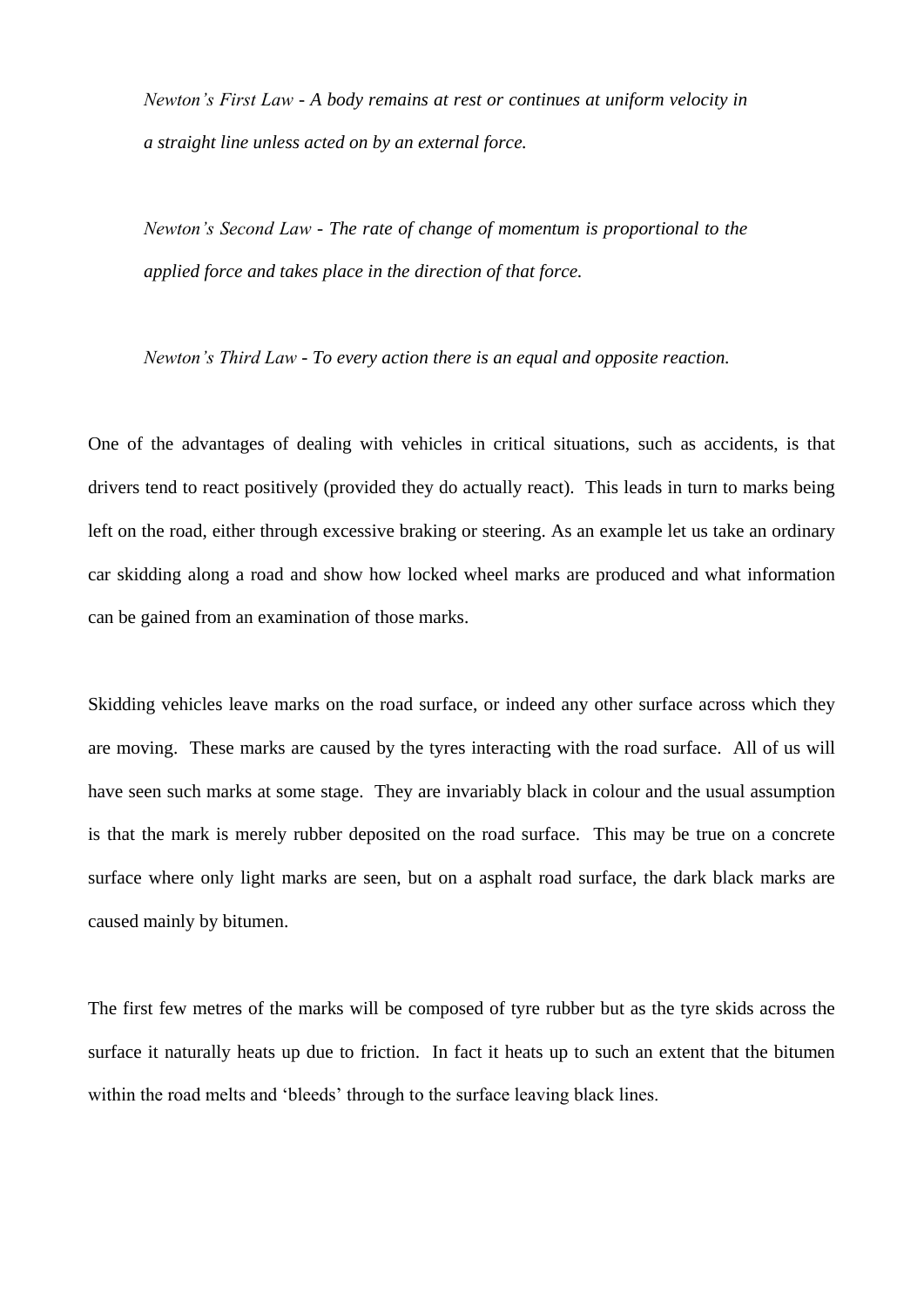*Newton's First Law - A body remains at rest or continues at uniform velocity in a straight line unless acted on by an external force.*

*Newton's Second Law - The rate of change of momentum is proportional to the applied force and takes place in the direction of that force.*

*Newton's Third Law - To every action there is an equal and opposite reaction.*

One of the advantages of dealing with vehicles in critical situations, such as accidents, is that drivers tend to react positively (provided they do actually react). This leads in turn to marks being left on the road, either through excessive braking or steering. As an example let us take an ordinary car skidding along a road and show how locked wheel marks are produced and what information can be gained from an examination of those marks.

Skidding vehicles leave marks on the road surface, or indeed any other surface across which they are moving. These marks are caused by the tyres interacting with the road surface. All of us will have seen such marks at some stage. They are invariably black in colour and the usual assumption is that the mark is merely rubber deposited on the road surface. This may be true on a concrete surface where only light marks are seen, but on a asphalt road surface, the dark black marks are caused mainly by bitumen.

The first few metres of the marks will be composed of tyre rubber but as the tyre skids across the surface it naturally heats up due to friction. In fact it heats up to such an extent that the bitumen within the road melts and 'bleeds' through to the surface leaving black lines.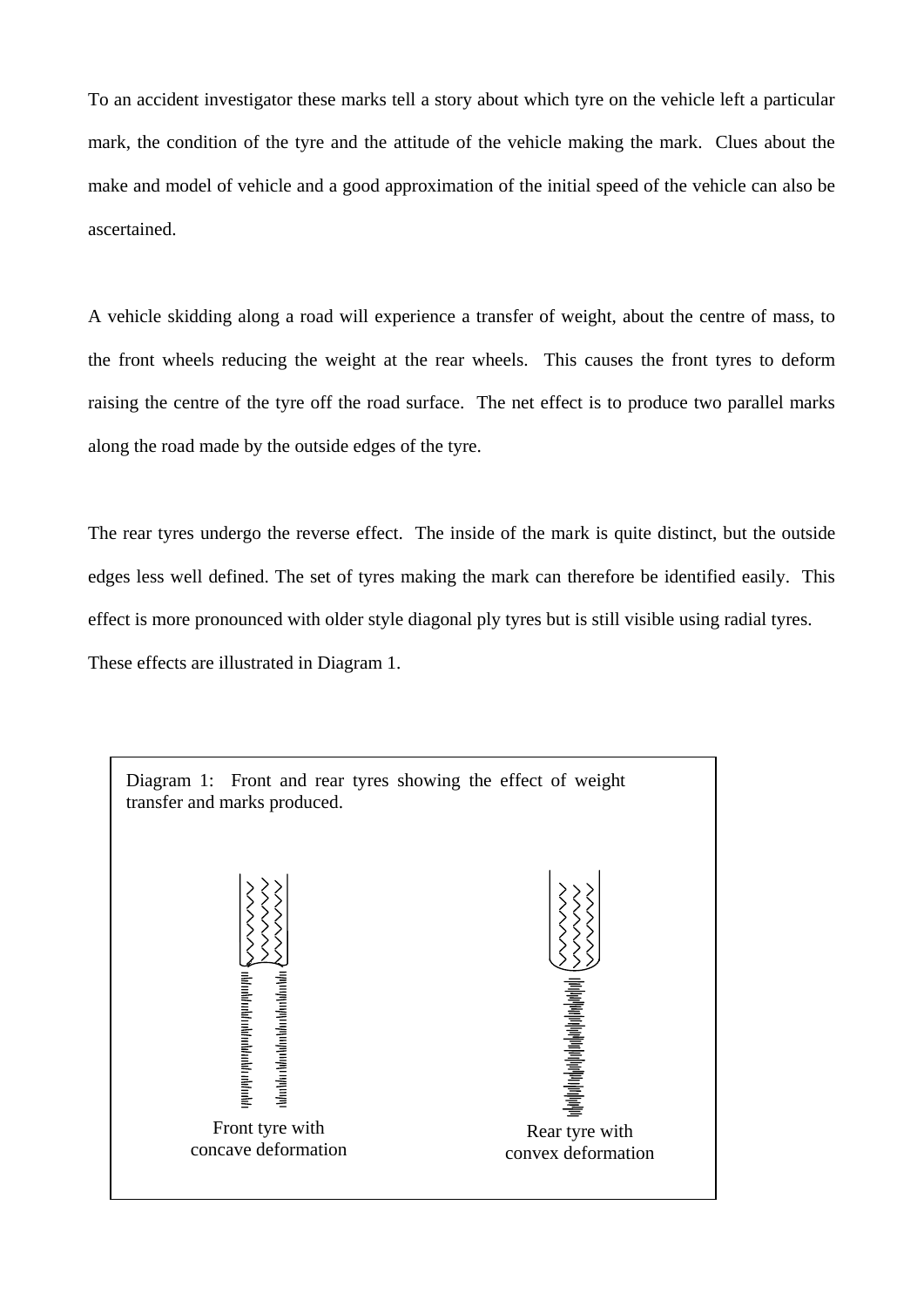To an accident investigator these marks tell a story about which tyre on the vehicle left a particular mark, the condition of the tyre and the attitude of the vehicle making the mark. Clues about the make and model of vehicle and a good approximation of the initial speed of the vehicle can also be ascertained.

A vehicle skidding along a road will experience a transfer of weight, about the centre of mass, to the front wheels reducing the weight at the rear wheels. This causes the front tyres to deform raising the centre of the tyre off the road surface. The net effect is to produce two parallel marks along the road made by the outside edges of the tyre.

The rear tyres undergo the reverse effect. The inside of the mark is quite distinct, but the outside edges less well defined. The set of tyres making the mark can therefore be identified easily. This effect is more pronounced with older style diagonal ply tyres but is still visible using radial tyres. These effects are illustrated in Diagram 1.

Diagram 1: Front and rear tyres showing the effect of weight transfer and marks produced.

Front tyre with concave deformation

Rear tyre with convex deformation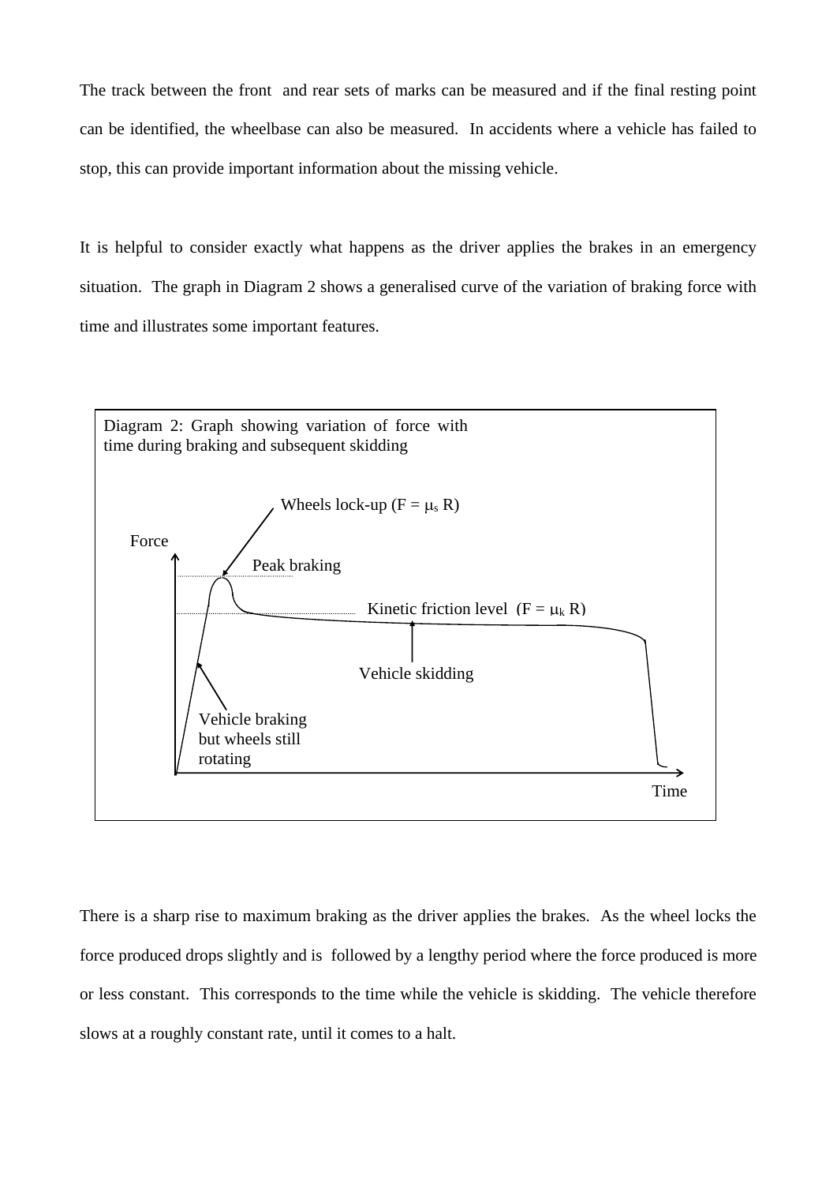The track between the front and rear sets of marks can be measured and if the final resting point can be identified, the wheelbase can also be measured. In accidents where a vehicle has failed to stop, this can provide important information about the missing vehicle.

It is helpful to consider exactly what happens as the driver applies the brakes in an emergency situation. The graph in Diagram 2 shows a generalised curve of the variation of braking force with time and illustrates some important features.

Diagram 2: Graph showing variation of force with time during braking and subsequent skidding

Wheels lock-up ($F = \mu_s R$)

Force

Peak braking

Kinetic friction level ($F = \mu_k R$)

Vehicle skidding

Vehicle braking but wheels still rotating

Time

There is a sharp rise to maximum braking as the driver applies the brakes. As the wheel locks the force produced drops slightly and is followed by a lengthy period where the force produced is more or less constant. This corresponds to the time while the vehicle is skidding. The vehicle therefore slows at a roughly constant rate, until it comes to a halt.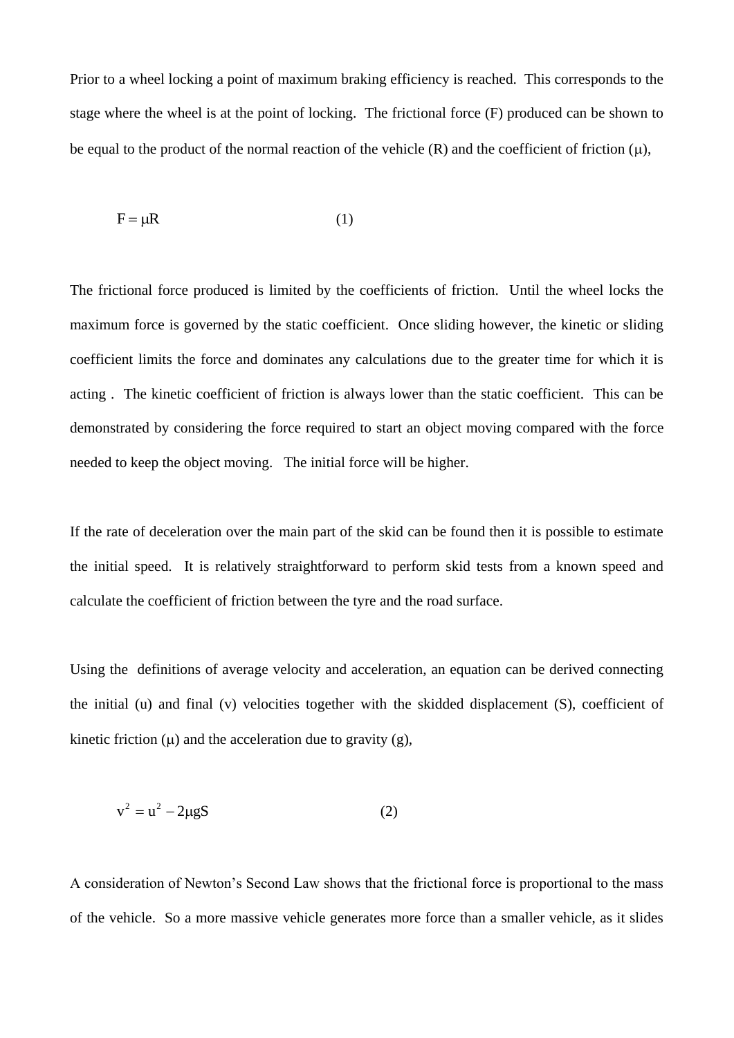Prior to a wheel locking a point of maximum braking efficiency is reached. This corresponds to the stage where the wheel is at the point of locking. The frictional force (F) produced can be shown to be equal to the product of the normal reaction of the vehicle (R) and the coefficient of friction ($\mu$),

$$F = \mu R \qquad (1)$$

The frictional force produced is limited by the coefficients of friction. Until the wheel locks the maximum force is governed by the static coefficient. Once sliding however, the kinetic or sliding coefficient limits the force and dominates any calculations due to the greater time for which it is acting . The kinetic coefficient of friction is always lower than the static coefficient. This can be demonstrated by considering the force required to start an object moving compared with the force needed to keep the object moving. The initial force will be higher.

If the rate of deceleration over the main part of the skid can be found then it is possible to estimate the initial speed. It is relatively straightforward to perform skid tests from a known speed and calculate the coefficient of friction between the tyre and the road surface.

Using the definitions of average velocity and acceleration, an equation can be derived connecting the initial (u) and final (v) velocities together with the skidded displacement (S), coefficient of kinetic friction ($\mu$) and the acceleration due to gravity (g),

$$v^2 = u^2 - 2\mu gS \qquad (2)$$

A consideration of Newton's Second Law shows that the frictional force is proportional to the mass of the vehicle. So a more massive vehicle generates more force than a smaller vehicle, as it slides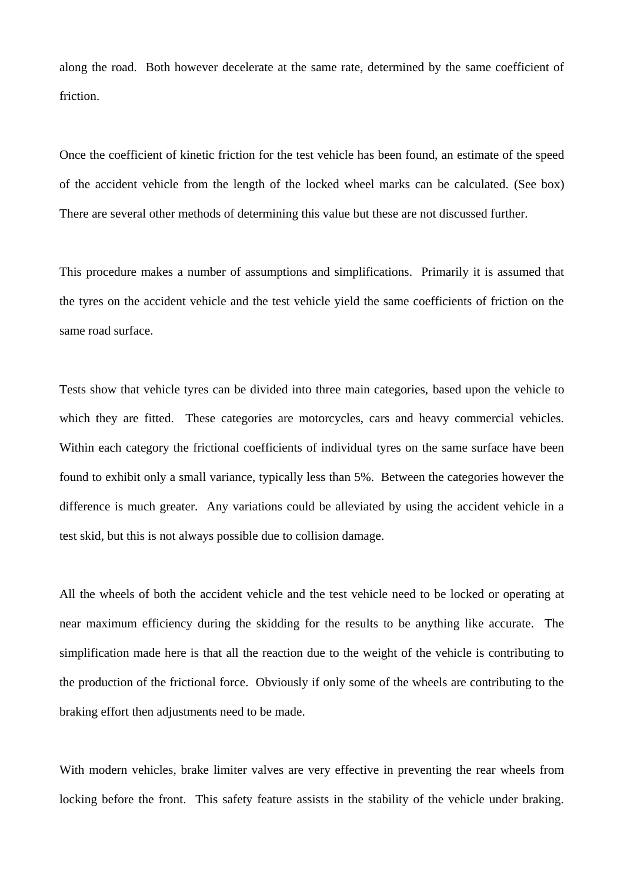along the road. Both however decelerate at the same rate, determined by the same coefficient of friction.

Once the coefficient of kinetic friction for the test vehicle has been found, an estimate of the speed of the accident vehicle from the length of the locked wheel marks can be calculated. (See box) There are several other methods of determining this value but these are not discussed further.

This procedure makes a number of assumptions and simplifications. Primarily it is assumed that the tyres on the accident vehicle and the test vehicle yield the same coefficients of friction on the same road surface.

Tests show that vehicle tyres can be divided into three main categories, based upon the vehicle to which they are fitted. These categories are motorcycles, cars and heavy commercial vehicles. Within each category the frictional coefficients of individual tyres on the same surface have been found to exhibit only a small variance, typically less than 5%. Between the categories however the difference is much greater. Any variations could be alleviated by using the accident vehicle in a test skid, but this is not always possible due to collision damage.

All the wheels of both the accident vehicle and the test vehicle need to be locked or operating at near maximum efficiency during the skidding for the results to be anything like accurate. The simplification made here is that all the reaction due to the weight of the vehicle is contributing to the production of the frictional force. Obviously if only some of the wheels are contributing to the braking effort then adjustments need to be made.

With modern vehicles, brake limiter valves are very effective in preventing the rear wheels from locking before the front. This safety feature assists in the stability of the vehicle under braking.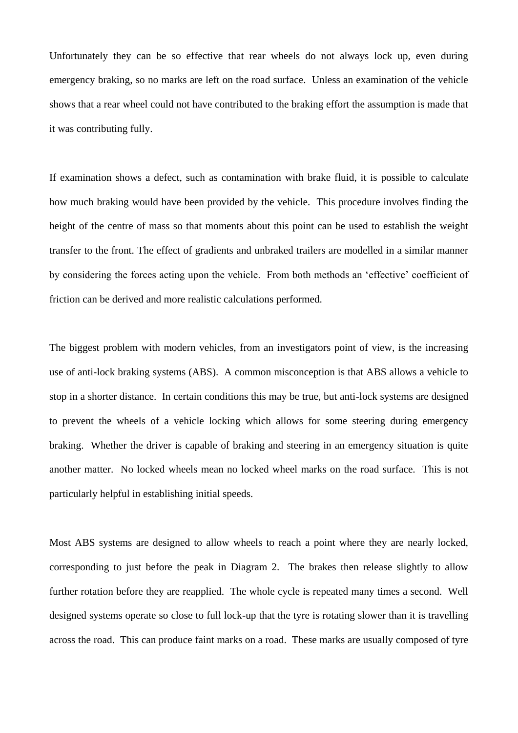Unfortunately they can be so effective that rear wheels do not always lock up, even during emergency braking, so no marks are left on the road surface. Unless an examination of the vehicle shows that a rear wheel could not have contributed to the braking effort the assumption is made that it was contributing fully.

If examination shows a defect, such as contamination with brake fluid, it is possible to calculate how much braking would have been provided by the vehicle. This procedure involves finding the height of the centre of mass so that moments about this point can be used to establish the weight transfer to the front. The effect of gradients and unbraked trailers are modelled in a similar manner by considering the forces acting upon the vehicle. From both methods an 'effective' coefficient of friction can be derived and more realistic calculations performed.

The biggest problem with modern vehicles, from an investigators point of view, is the increasing use of anti-lock braking systems (ABS). A common misconception is that ABS allows a vehicle to stop in a shorter distance. In certain conditions this may be true, but anti-lock systems are designed to prevent the wheels of a vehicle locking which allows for some steering during emergency braking. Whether the driver is capable of braking and steering in an emergency situation is quite another matter. No locked wheels mean no locked wheel marks on the road surface. This is not particularly helpful in establishing initial speeds.

Most ABS systems are designed to allow wheels to reach a point where they are nearly locked, corresponding to just before the peak in Diagram 2. The brakes then release slightly to allow further rotation before they are reapplied. The whole cycle is repeated many times a second. Well designed systems operate so close to full lock-up that the tyre is rotating slower than it is travelling across the road. This can produce faint marks on a road. These marks are usually composed of tyre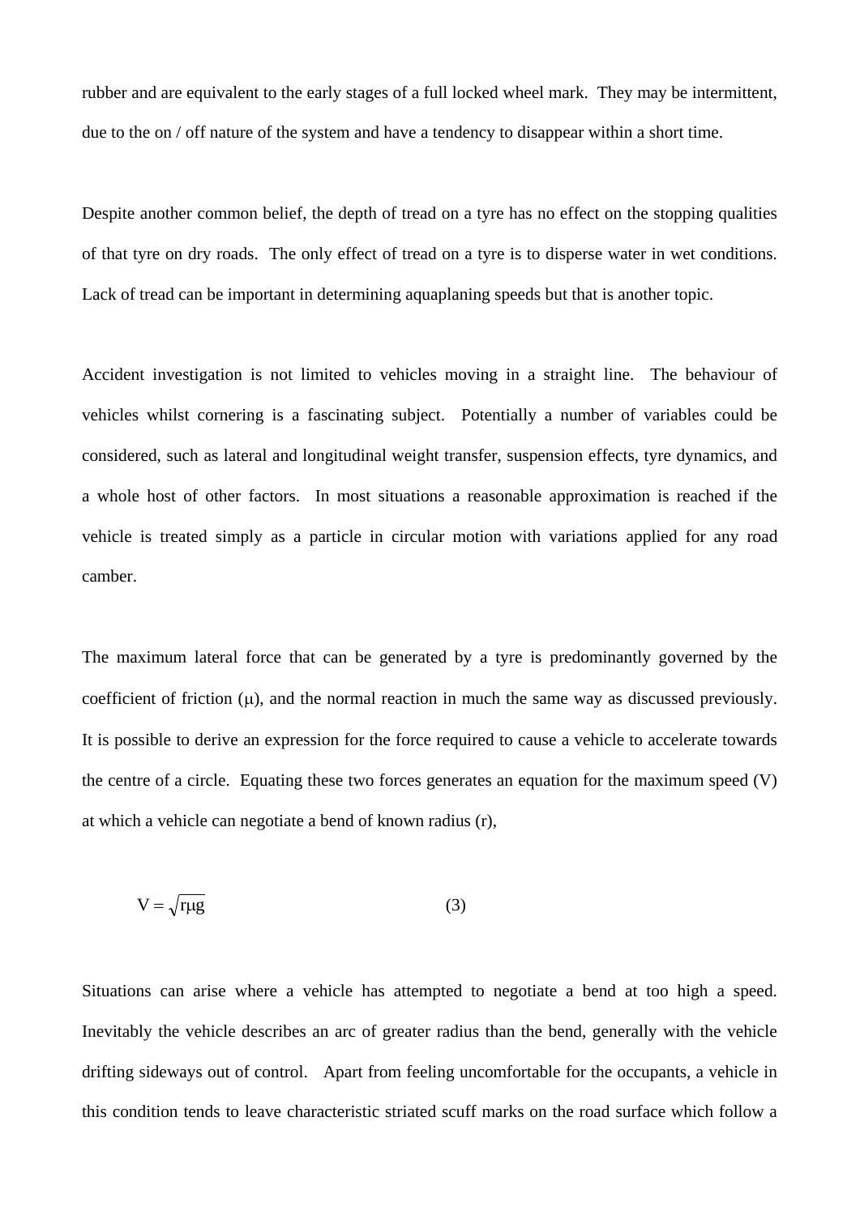rubber and are equivalent to the early stages of a full locked wheel mark. They may be intermittent, due to the on / off nature of the system and have a tendency to disappear within a short time.

Despite another common belief, the depth of tread on a tyre has no effect on the stopping qualities of that tyre on dry roads. The only effect of tread on a tyre is to disperse water in wet conditions. Lack of tread can be important in determining aquaplaning speeds but that is another topic.

Accident investigation is not limited to vehicles moving in a straight line. The behaviour of vehicles whilst cornering is a fascinating subject. Potentially a number of variables could be considered, such as lateral and longitudinal weight transfer, suspension effects, tyre dynamics, and a whole host of other factors. In most situations a reasonable approximation is reached if the vehicle is treated simply as a particle in circular motion with variations applied for any road camber.

The maximum lateral force that can be generated by a tyre is predominantly governed by the coefficient of friction ($\mu$), and the normal reaction in much the same way as discussed previously. It is possible to derive an expression for the force required to cause a vehicle to accelerate towards the centre of a circle. Equating these two forces generates an equation for the maximum speed (V) at which a vehicle can negotiate a bend of known radius (r),

$$V = \sqrt{r\mu g} \qquad (3)$$

Situations can arise where a vehicle has attempted to negotiate a bend at too high a speed. Inevitably the vehicle describes an arc of greater radius than the bend, generally with the vehicle drifting sideways out of control. Apart from feeling uncomfortable for the occupants, a vehicle in this condition tends to leave characteristic striated scuff marks on the road surface which follow a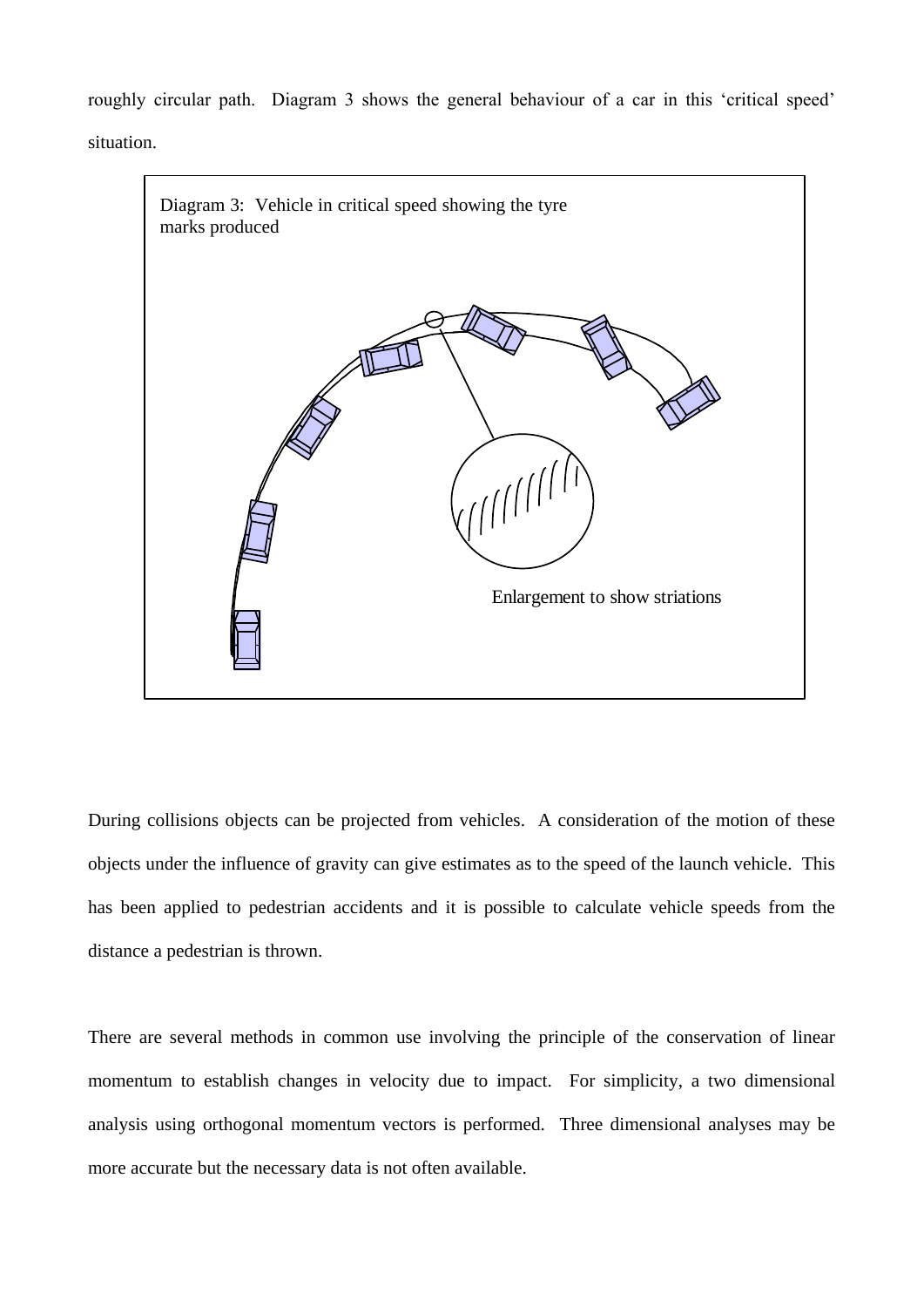roughly circular path. Diagram 3 shows the general behaviour of a car in this 'critical speed' situation.

Diagram 3: Vehicle in critical speed showing the tyre marks produced

Enlargement to show striations

During collisions objects can be projected from vehicles. A consideration of the motion of these objects under the influence of gravity can give estimates as to the speed of the launch vehicle. This has been applied to pedestrian accidents and it is possible to calculate vehicle speeds from the distance a pedestrian is thrown.

There are several methods in common use involving the principle of the conservation of linear momentum to establish changes in velocity due to impact. For simplicity, a two dimensional analysis using orthogonal momentum vectors is performed. Three dimensional analyses may be more accurate but the necessary data is not often available.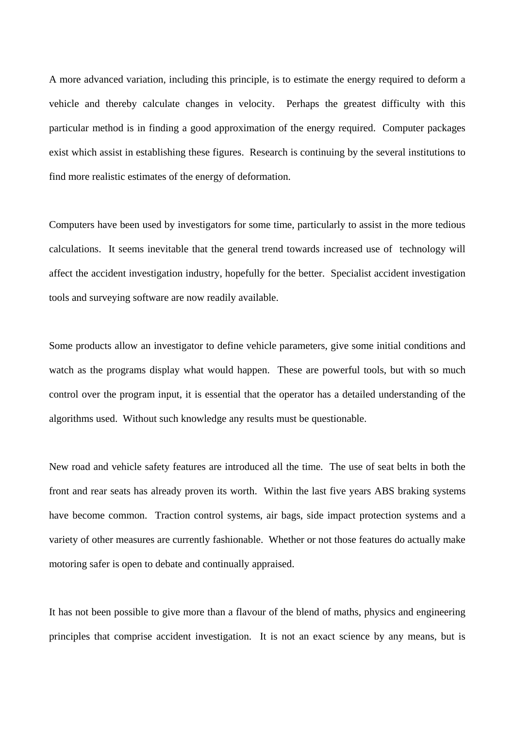A more advanced variation, including this principle, is to estimate the energy required to deform a vehicle and thereby calculate changes in velocity. Perhaps the greatest difficulty with this particular method is in finding a good approximation of the energy required. Computer packages exist which assist in establishing these figures. Research is continuing by the several institutions to find more realistic estimates of the energy of deformation.

Computers have been used by investigators for some time, particularly to assist in the more tedious calculations. It seems inevitable that the general trend towards increased use of technology will affect the accident investigation industry, hopefully for the better. Specialist accident investigation tools and surveying software are now readily available.

Some products allow an investigator to define vehicle parameters, give some initial conditions and watch as the programs display what would happen. These are powerful tools, but with so much control over the program input, it is essential that the operator has a detailed understanding of the algorithms used. Without such knowledge any results must be questionable.

New road and vehicle safety features are introduced all the time. The use of seat belts in both the front and rear seats has already proven its worth. Within the last five years ABS braking systems have become common. Traction control systems, air bags, side impact protection systems and a variety of other measures are currently fashionable. Whether or not those features do actually make motoring safer is open to debate and continually appraised.

It has not been possible to give more than a flavour of the blend of maths, physics and engineering principles that comprise accident investigation. It is not an exact science by any means, but is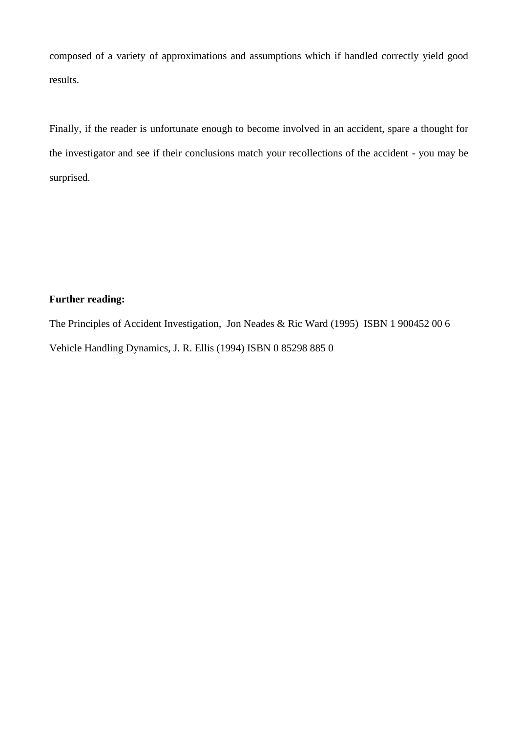composed of a variety of approximations and assumptions which if handled correctly yield good results.

Finally, if the reader is unfortunate enough to become involved in an accident, spare a thought for the investigator and see if their conclusions match your recollections of the accident - you may be surprised.

**Further reading:**

The Principles of Accident Investigation, Jon Neades & Ric Ward (1995) ISBN 1 900452 00 6

Vehicle Handling Dynamics, J. R. Ellis (1994) ISBN 0 85298 885 0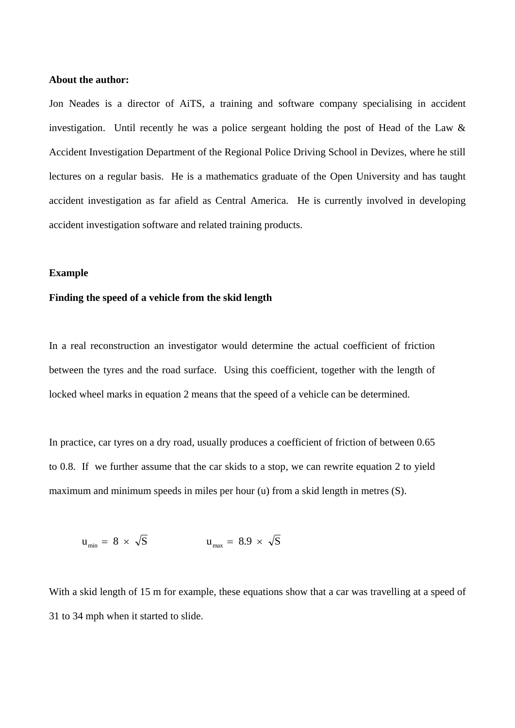**About the author:**

Jon Neades is a director of AiTS, a training and software company specialising in accident investigation. Until recently he was a police sergeant holding the post of Head of the Law & Accident Investigation Department of the Regional Police Driving School in Devizes, where he still lectures on a regular basis. He is a mathematics graduate of the Open University and has taught accident investigation as far afield as Central America. He is currently involved in developing accident investigation software and related training products.

**Example**

**Finding the speed of a vehicle from the skid length**

In a real reconstruction an investigator would determine the actual coefficient of friction between the tyres and the road surface. Using this coefficient, together with the length of locked wheel marks in equation 2 means that the speed of a vehicle can be determined.

In practice, car tyres on a dry road, usually produces a coefficient of friction of between 0.65 to 0.8. If we further assume that the car skids to a stop, we can rewrite equation 2 to yield maximum and minimum speeds in miles per hour (u) from a skid length in metres (S).

$$u_{min} = 8 \times \sqrt{S} \qquad\qquad u_{max} = 8.9 \times \sqrt{S}$$

With a skid length of 15 m for example, these equations show that a car was travelling at a speed of 31 to 34 mph when it started to slide.